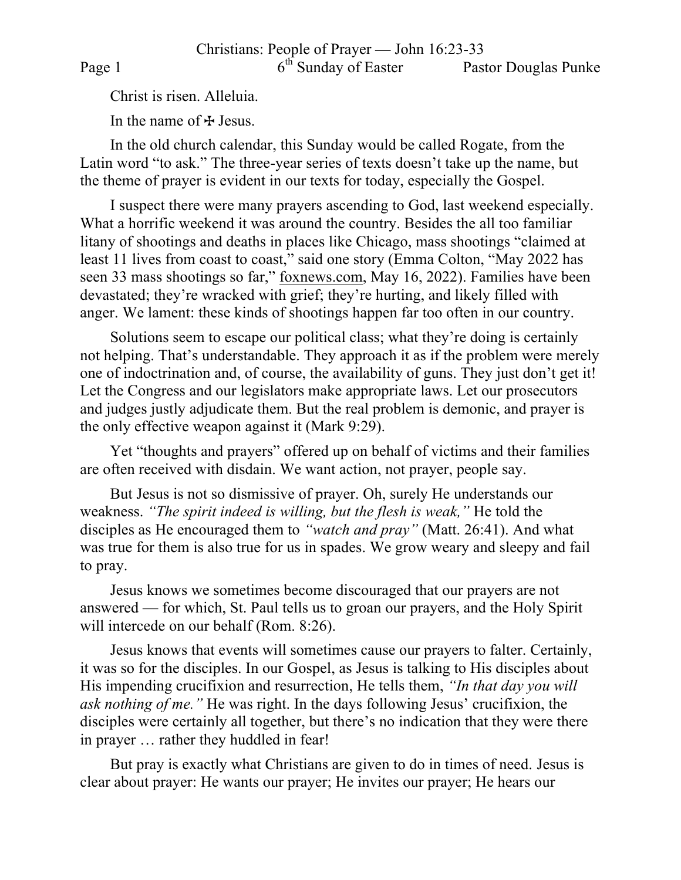# Christians: People of Prayer — John 16:23-33

6th Sunday of Easter — Pastor Douglas Punke

Christ is risen. Alleluia.

In the name of ✠ Jesus.

In the old church calendar, this Sunday would be called Rogate, from the Latin word "to ask." The three-year series of texts doesn't take up the name, but the theme of prayer is evident in our texts for today, especially the Gospel.

I suspect there were many prayers ascending to God, last weekend especially. What a horrific weekend it was around the country. Besides the all too familiar litany of shootings and deaths in places like Chicago, mass shootings "claimed at least 11 lives from coast to coast," said one story (Emma Colton, "May 2022 has seen 33 mass shootings so far," foxnews.com, May 16, 2022). Families have been devastated; they're wracked with grief; they're hurting, and likely filled with anger. We lament: these kinds of shootings happen far too often in our country.

Solutions seem to escape our political class; what they're doing is certainly not helping. That's understandable. They approach it as if the problem were merely one of indoctrination and, of course, the availability of guns. They just don't get it! Let the Congress and our legislators make appropriate laws. Let our prosecutors and judges justly adjudicate them. But the real problem is demonic, and prayer is the only effective weapon against it (Mark 9:29).

Yet "thoughts and prayers" offered up on behalf of victims and their families are often received with disdain. We want action, not prayer, people say.

But Jesus is not so dismissive of prayer. Oh, surely He understands our weakness. *"The spirit indeed is willing, but the flesh is weak,"* He told the disciples as He encouraged them to *"watch and pray"* (Matt. 26:41). And what was true for them is also true for us in spades. We grow weary and sleepy and fail to pray.

Jesus knows we sometimes become discouraged that our prayers are not answered — for which, St. Paul tells us to groan our prayers, and the Holy Spirit will intercede on our behalf (Rom. 8:26).

Jesus knows that events will sometimes cause our prayers to falter. Certainly, it was so for the disciples. In our Gospel, as Jesus is talking to His disciples about His impending crucifixion and resurrection, He tells them, *"In that day you will ask nothing of me."* He was right. In the days following Jesus' crucifixion, the disciples were certainly all together, but there's no indication that they were there in prayer … rather they huddled in fear!

But pray is exactly what Christians are given to do in times of need. Jesus is clear about prayer: He wants our prayer; He invites our prayer; He hears our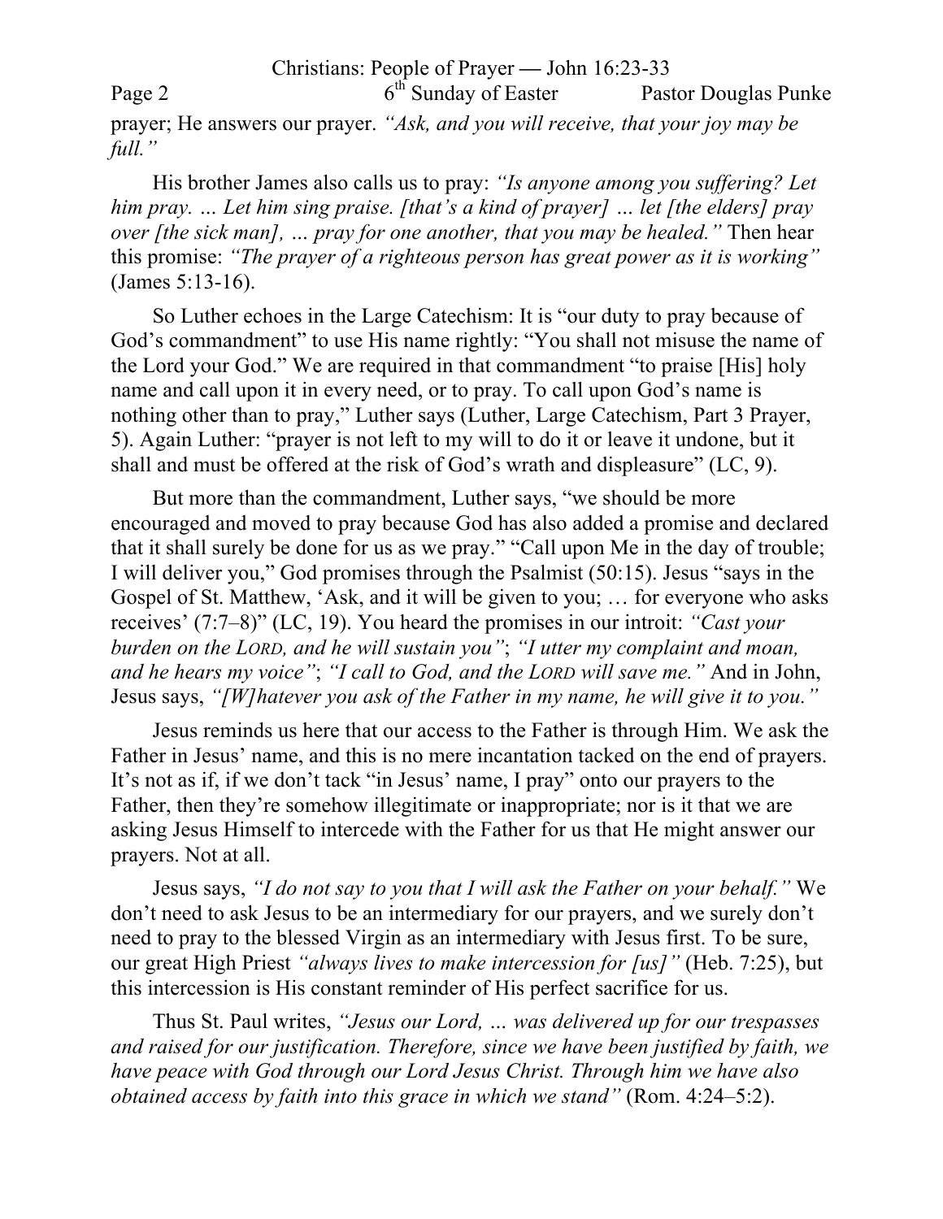prayer; He answers our prayer. *"Ask, and you will receive, that your joy may be full."*

His brother James also calls us to pray: *"Is anyone among you suffering? Let him pray. … Let him sing praise. [that's a kind of prayer] … let [the elders] pray over [the sick man], … pray for one another, that you may be healed."* Then hear this promise: *"The prayer of a righteous person has great power as it is working"* (James 5:13-16).

So Luther echoes in the Large Catechism: It is "our duty to pray because of God's commandment" to use His name rightly: "You shall not misuse the name of the Lord your God." We are required in that commandment "to praise [His] holy name and call upon it in every need, or to pray. To call upon God's name is nothing other than to pray," Luther says (Luther, Large Catechism, Part 3 Prayer, 5). Again Luther: "prayer is not left to my will to do it or leave it undone, but it shall and must be offered at the risk of God's wrath and displeasure" (LC, 9).

But more than the commandment, Luther says, "we should be more encouraged and moved to pray because God has also added a promise and declared that it shall surely be done for us as we pray." "Call upon Me in the day of trouble; I will deliver you," God promises through the Psalmist (50:15). Jesus "says in the Gospel of St. Matthew, 'Ask, and it will be given to you; … for everyone who asks receives' (7:7–8)" (LC, 19). You heard the promises in our introit: *"Cast your burden on the LORD, and he will sustain you"*; *"I utter my complaint and moan, and he hears my voice"*; *"I call to God, and the LORD will save me."* And in John, Jesus says, *"[W]hatever you ask of the Father in my name, he will give it to you."*

Jesus reminds us here that our access to the Father is through Him. We ask the Father in Jesus' name, and this is no mere incantation tacked on the end of prayers. It's not as if, if we don't tack "in Jesus' name, I pray" onto our prayers to the Father, then they're somehow illegitimate or inappropriate; nor is it that we are asking Jesus Himself to intercede with the Father for us that He might answer our prayers. Not at all.

Jesus says, *"I do not say to you that I will ask the Father on your behalf."* We don't need to ask Jesus to be an intermediary for our prayers, and we surely don't need to pray to the blessed Virgin as an intermediary with Jesus first. To be sure, our great High Priest *"always lives to make intercession for [us]"* (Heb. 7:25), but this intercession is His constant reminder of His perfect sacrifice for us.

Thus St. Paul writes, *"Jesus our Lord, … was delivered up for our trespasses and raised for our justification. Therefore, since we have been justified by faith, we have peace with God through our Lord Jesus Christ. Through him we have also obtained access by faith into this grace in which we stand"* (Rom. 4:24–5:2).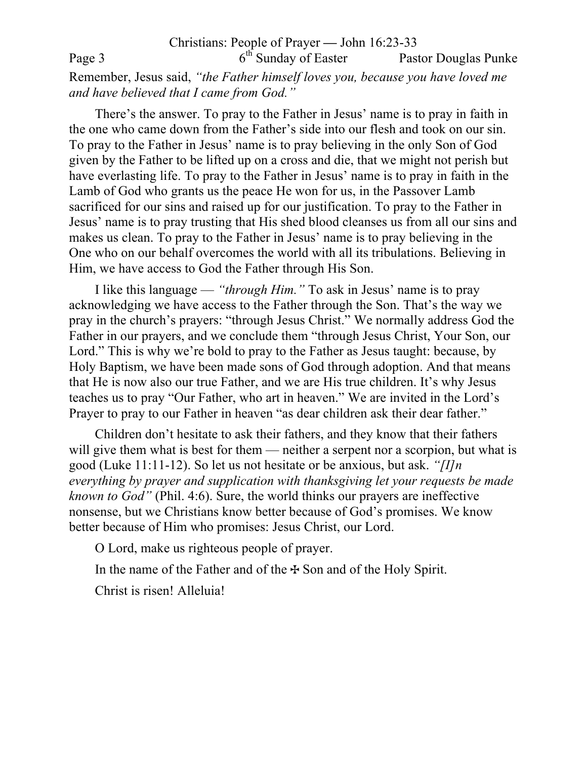Remember, Jesus said, *"the Father himself loves you, because you have loved me and have believed that I came from God."*

There's the answer. To pray to the Father in Jesus' name is to pray in faith in the one who came down from the Father's side into our flesh and took on our sin. To pray to the Father in Jesus' name is to pray believing in the only Son of God given by the Father to be lifted up on a cross and die, that we might not perish but have everlasting life. To pray to the Father in Jesus' name is to pray in faith in the Lamb of God who grants us the peace He won for us, in the Passover Lamb sacrificed for our sins and raised up for our justification. To pray to the Father in Jesus' name is to pray trusting that His shed blood cleanses us from all our sins and makes us clean. To pray to the Father in Jesus' name is to pray believing in the One who on our behalf overcomes the world with all its tribulations. Believing in Him, we have access to God the Father through His Son.

I like this language — *"through Him."* To ask in Jesus' name is to pray acknowledging we have access to the Father through the Son. That's the way we pray in the church's prayers: "through Jesus Christ." We normally address God the Father in our prayers, and we conclude them "through Jesus Christ, Your Son, our Lord." This is why we're bold to pray to the Father as Jesus taught: because, by Holy Baptism, we have been made sons of God through adoption. And that means that He is now also our true Father, and we are His true children. It's why Jesus teaches us to pray "Our Father, who art in heaven." We are invited in the Lord's Prayer to pray to our Father in heaven "as dear children ask their dear father."

Children don't hesitate to ask their fathers, and they know that their fathers will give them what is best for them — neither a serpent nor a scorpion, but what is good (Luke 11:11-12). So let us not hesitate or be anxious, but ask. *"[I]n everything by prayer and supplication with thanksgiving let your requests be made known to God"* (Phil. 4:6). Sure, the world thinks our prayers are ineffective nonsense, but we Christians know better because of God's promises. We know better because of Him who promises: Jesus Christ, our Lord.

O Lord, make us righteous people of prayer.

In the name of the Father and of the ✠ Son and of the Holy Spirit.

Christ is risen! Alleluia!